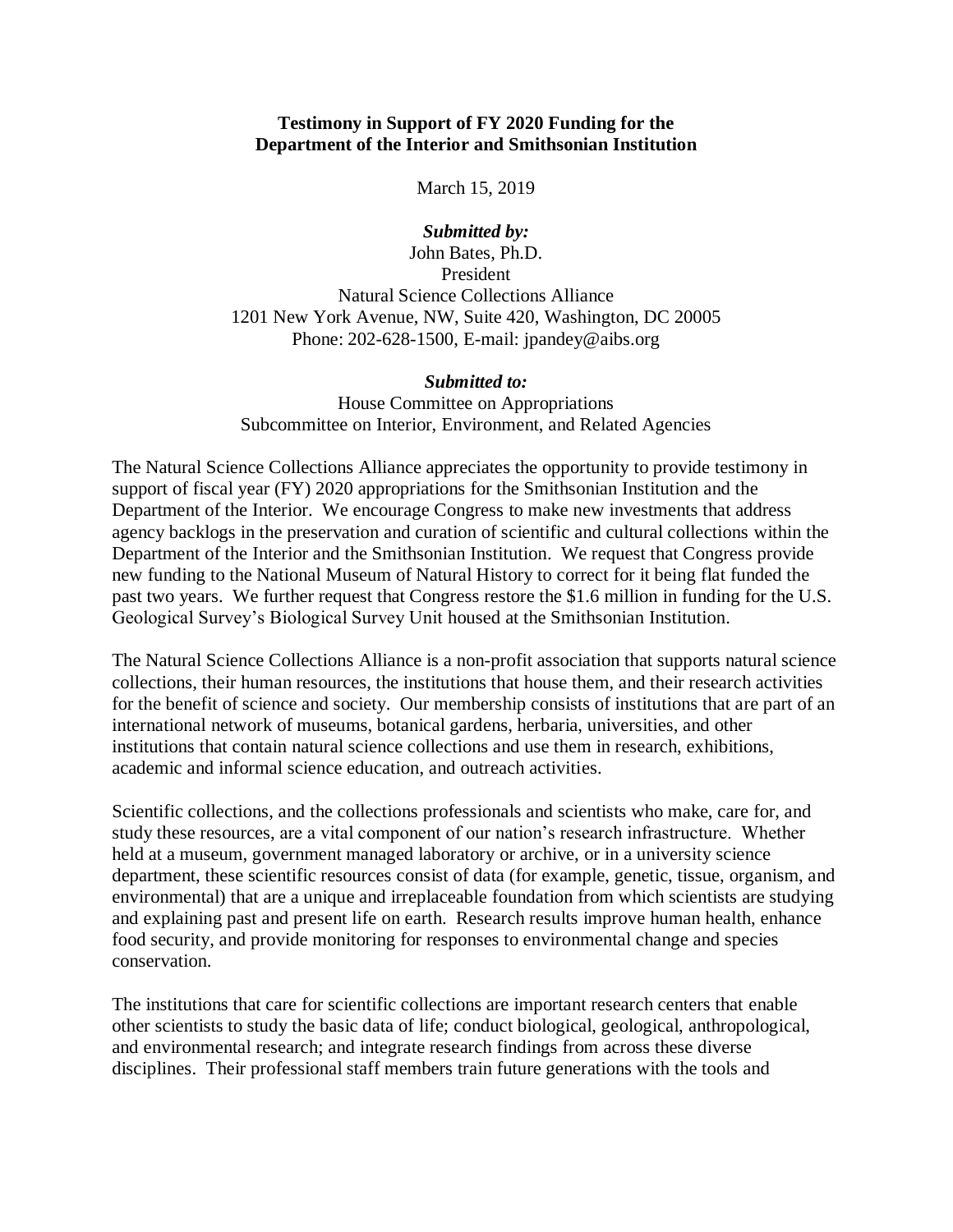**Testimony in Support of FY 2020 Funding for the Department of the Interior and Smithsonian Institution**

March 15, 2019

***Submitted by:***

John Bates, Ph.D.
President
Natural Science Collections Alliance
1201 New York Avenue, NW, Suite 420, Washington, DC 20005
Phone: 202-628-1500, E-mail: jpandey@aibs.org

***Submitted to:***

House Committee on Appropriations
Subcommittee on Interior, Environment, and Related Agencies

The Natural Science Collections Alliance appreciates the opportunity to provide testimony in support of fiscal year (FY) 2020 appropriations for the Smithsonian Institution and the Department of the Interior. We encourage Congress to make new investments that address agency backlogs in the preservation and curation of scientific and cultural collections within the Department of the Interior and the Smithsonian Institution. We request that Congress provide new funding to the National Museum of Natural History to correct for it being flat funded the past two years. We further request that Congress restore the $1.6 million in funding for the U.S. Geological Survey's Biological Survey Unit housed at the Smithsonian Institution.

The Natural Science Collections Alliance is a non-profit association that supports natural science collections, their human resources, the institutions that house them, and their research activities for the benefit of science and society. Our membership consists of institutions that are part of an international network of museums, botanical gardens, herbaria, universities, and other institutions that contain natural science collections and use them in research, exhibitions, academic and informal science education, and outreach activities.

Scientific collections, and the collections professionals and scientists who make, care for, and study these resources, are a vital component of our nation's research infrastructure. Whether held at a museum, government managed laboratory or archive, or in a university science department, these scientific resources consist of data (for example, genetic, tissue, organism, and environmental) that are a unique and irreplaceable foundation from which scientists are studying and explaining past and present life on earth. Research results improve human health, enhance food security, and provide monitoring for responses to environmental change and species conservation.

The institutions that care for scientific collections are important research centers that enable other scientists to study the basic data of life; conduct biological, geological, anthropological, and environmental research; and integrate research findings from across these diverse disciplines. Their professional staff members train future generations with the tools and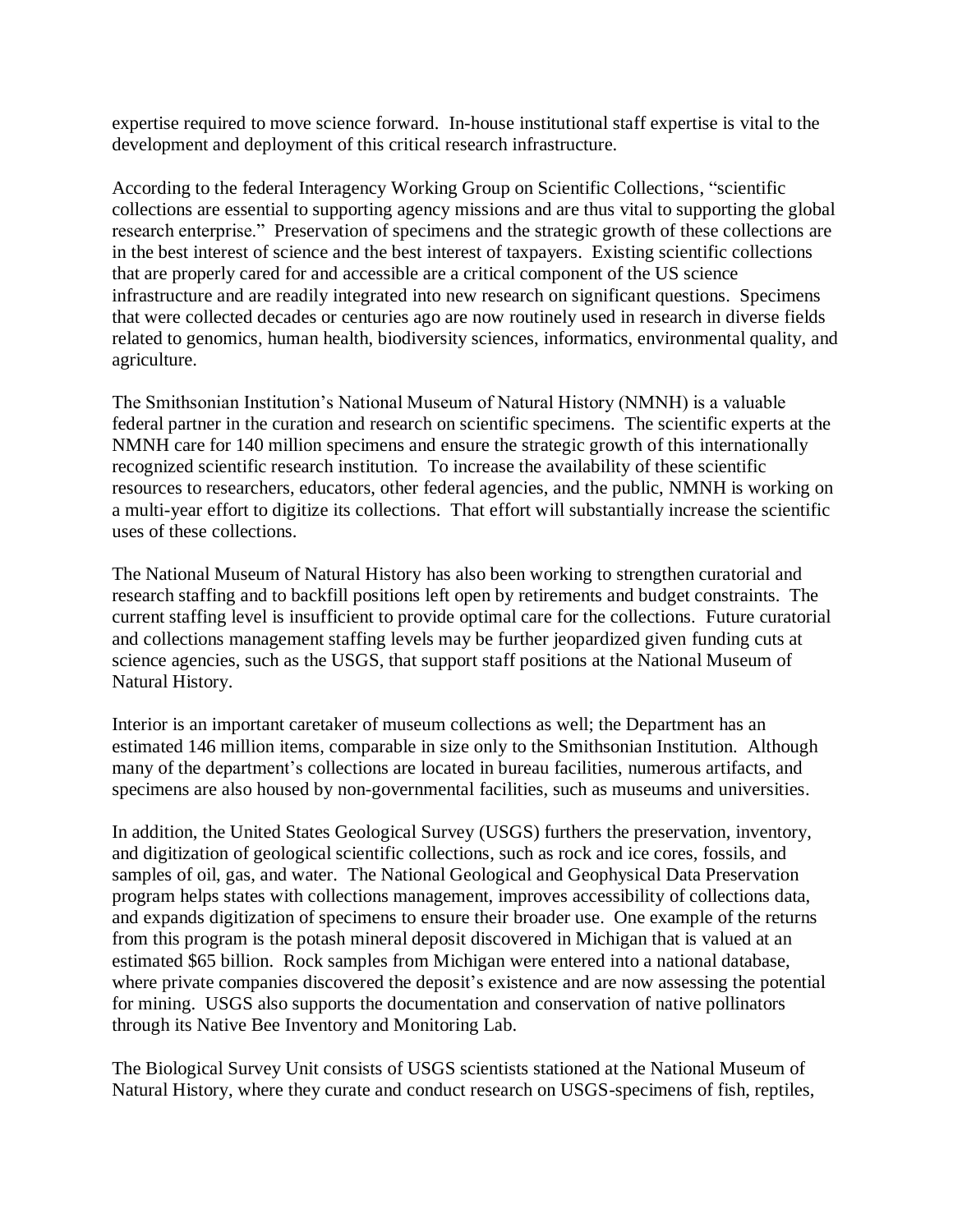expertise required to move science forward. In-house institutional staff expertise is vital to the development and deployment of this critical research infrastructure.

According to the federal Interagency Working Group on Scientific Collections, "scientific collections are essential to supporting agency missions and are thus vital to supporting the global research enterprise." Preservation of specimens and the strategic growth of these collections are in the best interest of science and the best interest of taxpayers. Existing scientific collections that are properly cared for and accessible are a critical component of the US science infrastructure and are readily integrated into new research on significant questions. Specimens that were collected decades or centuries ago are now routinely used in research in diverse fields related to genomics, human health, biodiversity sciences, informatics, environmental quality, and agriculture.

The Smithsonian Institution's National Museum of Natural History (NMNH) is a valuable federal partner in the curation and research on scientific specimens. The scientific experts at the NMNH care for 140 million specimens and ensure the strategic growth of this internationally recognized scientific research institution. To increase the availability of these scientific resources to researchers, educators, other federal agencies, and the public, NMNH is working on a multi-year effort to digitize its collections. That effort will substantially increase the scientific uses of these collections.

The National Museum of Natural History has also been working to strengthen curatorial and research staffing and to backfill positions left open by retirements and budget constraints. The current staffing level is insufficient to provide optimal care for the collections. Future curatorial and collections management staffing levels may be further jeopardized given funding cuts at science agencies, such as the USGS, that support staff positions at the National Museum of Natural History.

Interior is an important caretaker of museum collections as well; the Department has an estimated 146 million items, comparable in size only to the Smithsonian Institution. Although many of the department's collections are located in bureau facilities, numerous artifacts, and specimens are also housed by non-governmental facilities, such as museums and universities.

In addition, the United States Geological Survey (USGS) furthers the preservation, inventory, and digitization of geological scientific collections, such as rock and ice cores, fossils, and samples of oil, gas, and water. The National Geological and Geophysical Data Preservation program helps states with collections management, improves accessibility of collections data, and expands digitization of specimens to ensure their broader use. One example of the returns from this program is the potash mineral deposit discovered in Michigan that is valued at an estimated $65 billion. Rock samples from Michigan were entered into a national database, where private companies discovered the deposit's existence and are now assessing the potential for mining. USGS also supports the documentation and conservation of native pollinators through its Native Bee Inventory and Monitoring Lab.

The Biological Survey Unit consists of USGS scientists stationed at the National Museum of Natural History, where they curate and conduct research on USGS-specimens of fish, reptiles,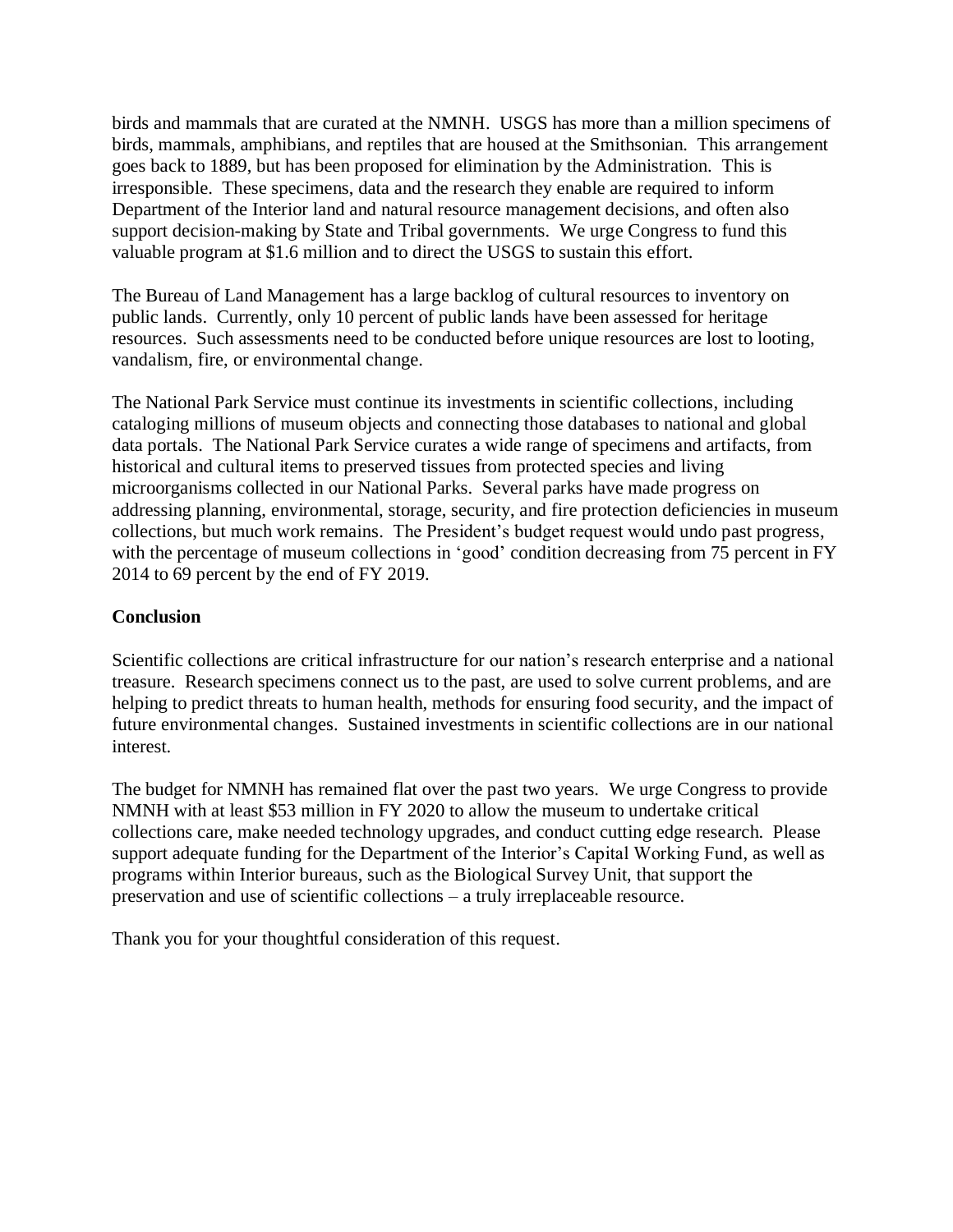birds and mammals that are curated at the NMNH. USGS has more than a million specimens of birds, mammals, amphibians, and reptiles that are housed at the Smithsonian. This arrangement goes back to 1889, but has been proposed for elimination by the Administration. This is irresponsible. These specimens, data and the research they enable are required to inform Department of the Interior land and natural resource management decisions, and often also support decision-making by State and Tribal governments. We urge Congress to fund this valuable program at $1.6 million and to direct the USGS to sustain this effort.

The Bureau of Land Management has a large backlog of cultural resources to inventory on public lands. Currently, only 10 percent of public lands have been assessed for heritage resources. Such assessments need to be conducted before unique resources are lost to looting, vandalism, fire, or environmental change.

The National Park Service must continue its investments in scientific collections, including cataloging millions of museum objects and connecting those databases to national and global data portals. The National Park Service curates a wide range of specimens and artifacts, from historical and cultural items to preserved tissues from protected species and living microorganisms collected in our National Parks. Several parks have made progress on addressing planning, environmental, storage, security, and fire protection deficiencies in museum collections, but much work remains. The President's budget request would undo past progress, with the percentage of museum collections in 'good' condition decreasing from 75 percent in FY 2014 to 69 percent by the end of FY 2019.

**Conclusion**

Scientific collections are critical infrastructure for our nation's research enterprise and a national treasure. Research specimens connect us to the past, are used to solve current problems, and are helping to predict threats to human health, methods for ensuring food security, and the impact of future environmental changes. Sustained investments in scientific collections are in our national interest.

The budget for NMNH has remained flat over the past two years. We urge Congress to provide NMNH with at least $53 million in FY 2020 to allow the museum to undertake critical collections care, make needed technology upgrades, and conduct cutting edge research. Please support adequate funding for the Department of the Interior's Capital Working Fund, as well as programs within Interior bureaus, such as the Biological Survey Unit, that support the preservation and use of scientific collections – a truly irreplaceable resource.

Thank you for your thoughtful consideration of this request.